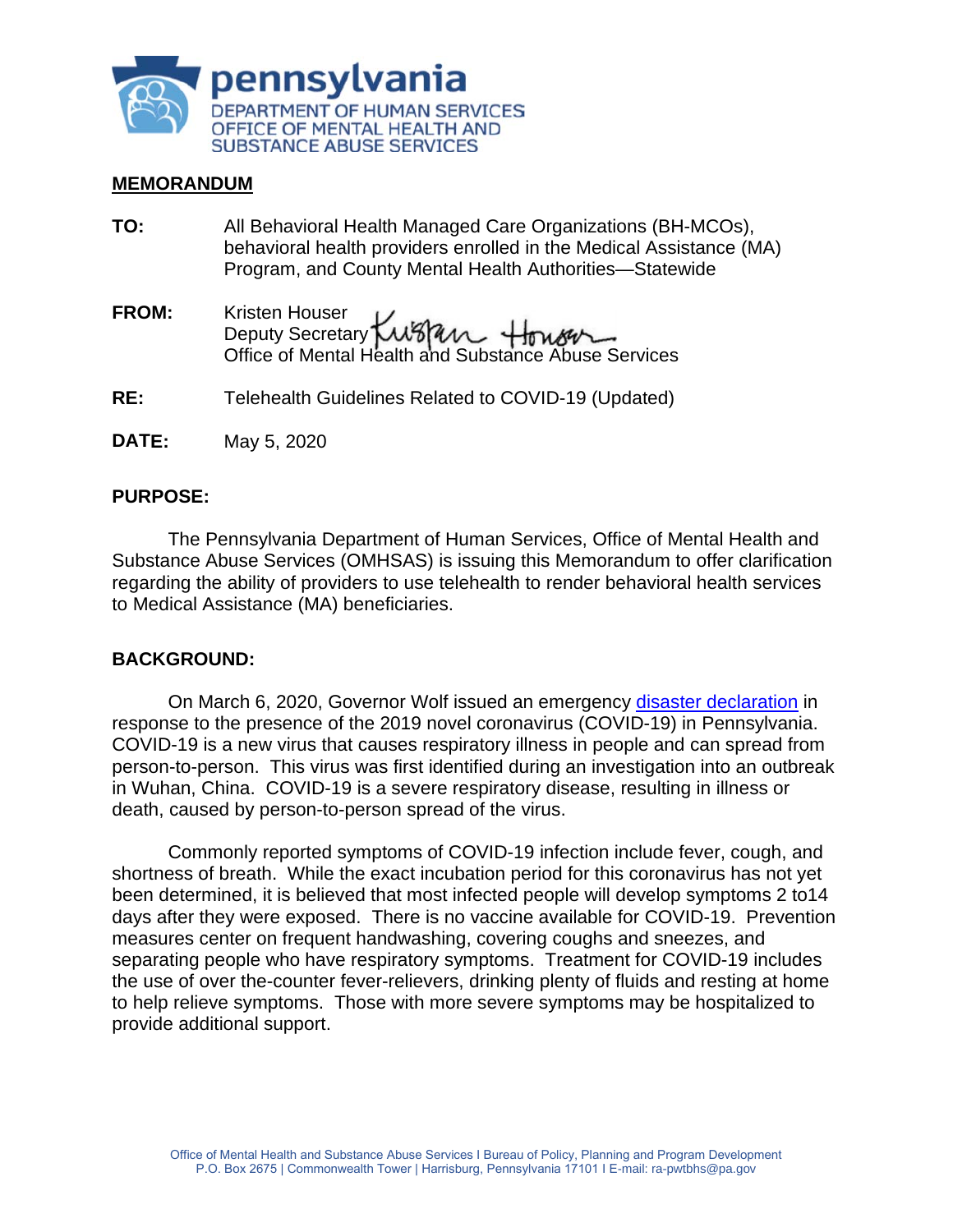pennsylvania
DEPARTMENT OF HUMAN SERVICES
OFFICE OF MENTAL HEALTH AND
SUBSTANCE ABUSE SERVICES

**MEMORANDUM**

**TO:** All Behavioral Health Managed Care Organizations (BH-MCOs), behavioral health providers enrolled in the Medical Assistance (MA) Program, and County Mental Health Authorities—Statewide

**FROM:** Kristen Houser
Deputy Secretary
Office of Mental Health and Substance Abuse Services

**RE:** Telehealth Guidelines Related to COVID-19 (Updated)

**DATE:** May 5, 2020

## PURPOSE:

The Pennsylvania Department of Human Services, Office of Mental Health and Substance Abuse Services (OMHSAS) is issuing this Memorandum to offer clarification regarding the ability of providers to use telehealth to render behavioral health services to Medical Assistance (MA) beneficiaries.

## BACKGROUND:

On March 6, 2020, Governor Wolf issued an emergency disaster declaration in response to the presence of the 2019 novel coronavirus (COVID-19) in Pennsylvania. COVID-19 is a new virus that causes respiratory illness in people and can spread from person-to-person. This virus was first identified during an investigation into an outbreak in Wuhan, China. COVID-19 is a severe respiratory disease, resulting in illness or death, caused by person-to-person spread of the virus.

Commonly reported symptoms of COVID-19 infection include fever, cough, and shortness of breath. While the exact incubation period for this coronavirus has not yet been determined, it is believed that most infected people will develop symptoms 2 to14 days after they were exposed. There is no vaccine available for COVID-19. Prevention measures center on frequent handwashing, covering coughs and sneezes, and separating people who have respiratory symptoms. Treatment for COVID-19 includes the use of over the-counter fever-relievers, drinking plenty of fluids and resting at home to help relieve symptoms. Those with more severe symptoms may be hospitalized to provide additional support.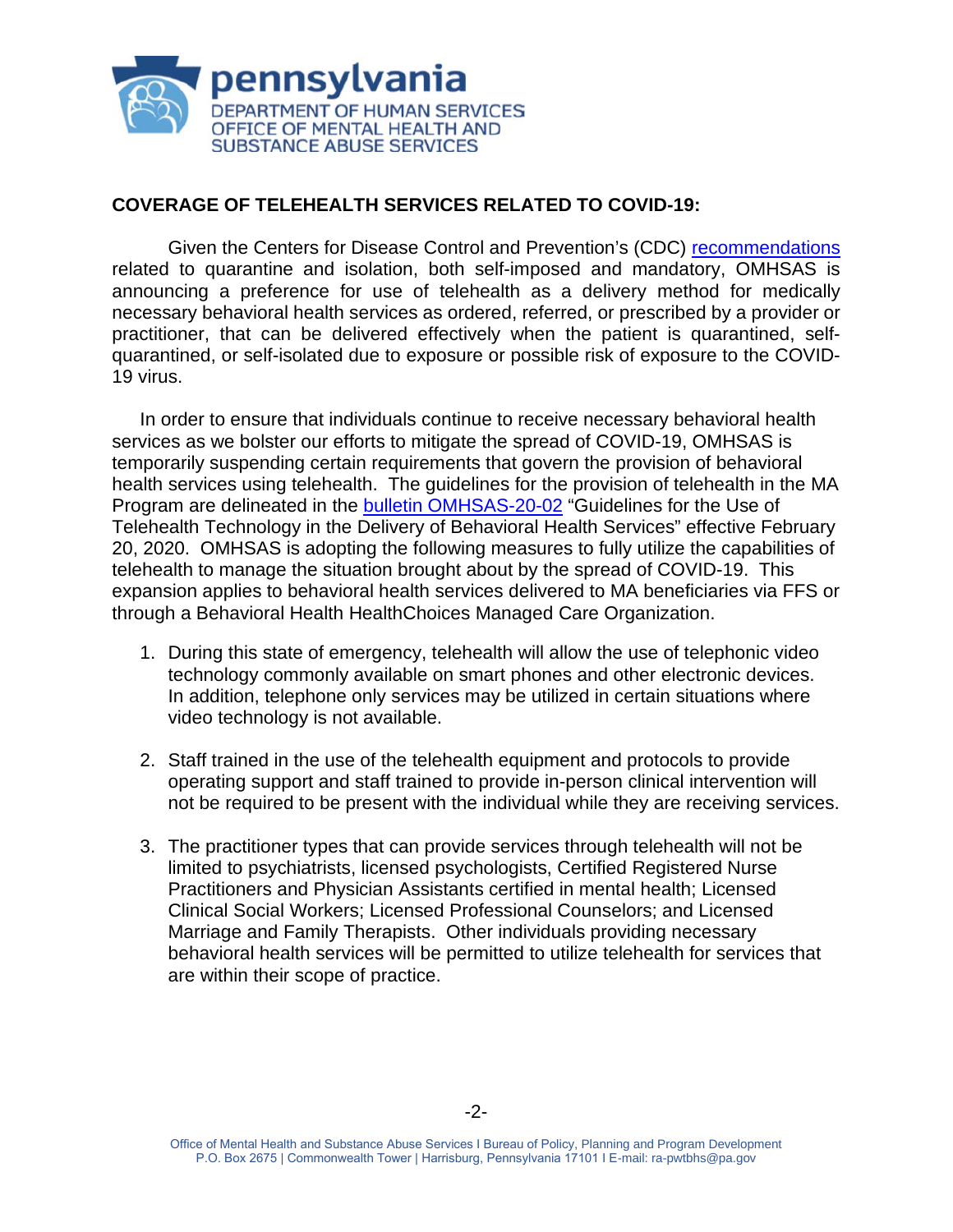## COVERAGE OF TELEHEALTH SERVICES RELATED TO COVID-19:

Given the Centers for Disease Control and Prevention's (CDC) recommendations related to quarantine and isolation, both self-imposed and mandatory, OMHSAS is announcing a preference for use of telehealth as a delivery method for medically necessary behavioral health services as ordered, referred, or prescribed by a provider or practitioner, that can be delivered effectively when the patient is quarantined, self-quarantined, or self-isolated due to exposure or possible risk of exposure to the COVID-19 virus.

In order to ensure that individuals continue to receive necessary behavioral health services as we bolster our efforts to mitigate the spread of COVID-19, OMHSAS is temporarily suspending certain requirements that govern the provision of behavioral health services using telehealth. The guidelines for the provision of telehealth in the MA Program are delineated in the bulletin OMHSAS-20-02 "Guidelines for the Use of Telehealth Technology in the Delivery of Behavioral Health Services" effective February 20, 2020. OMHSAS is adopting the following measures to fully utilize the capabilities of telehealth to manage the situation brought about by the spread of COVID-19. This expansion applies to behavioral health services delivered to MA beneficiaries via FFS or through a Behavioral Health HealthChoices Managed Care Organization.

1. During this state of emergency, telehealth will allow the use of telephonic video technology commonly available on smart phones and other electronic devices. In addition, telephone only services may be utilized in certain situations where video technology is not available.

2. Staff trained in the use of the telehealth equipment and protocols to provide operating support and staff trained to provide in-person clinical intervention will not be required to be present with the individual while they are receiving services.

3. The practitioner types that can provide services through telehealth will not be limited to psychiatrists, licensed psychologists, Certified Registered Nurse Practitioners and Physician Assistants certified in mental health; Licensed Clinical Social Workers; Licensed Professional Counselors; and Licensed Marriage and Family Therapists. Other individuals providing necessary behavioral health services will be permitted to utilize telehealth for services that are within their scope of practice.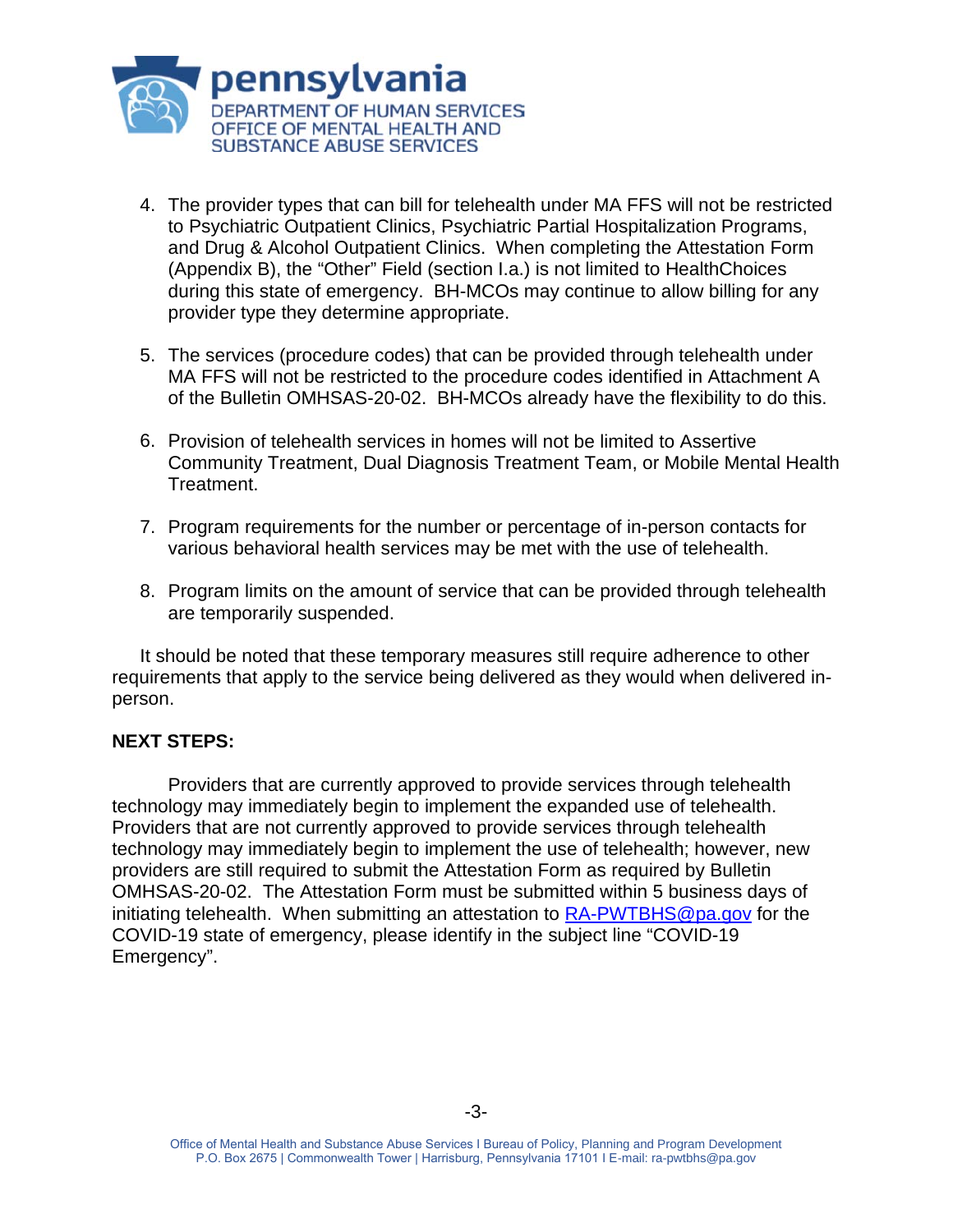4. The provider types that can bill for telehealth under MA FFS will not be restricted to Psychiatric Outpatient Clinics, Psychiatric Partial Hospitalization Programs, and Drug & Alcohol Outpatient Clinics. When completing the Attestation Form (Appendix B), the "Other" Field (section I.a.) is not limited to HealthChoices during this state of emergency. BH-MCOs may continue to allow billing for any provider type they determine appropriate.

5. The services (procedure codes) that can be provided through telehealth under MA FFS will not be restricted to the procedure codes identified in Attachment A of the Bulletin OMHSAS-20-02. BH-MCOs already have the flexibility to do this.

6. Provision of telehealth services in homes will not be limited to Assertive Community Treatment, Dual Diagnosis Treatment Team, or Mobile Mental Health Treatment.

7. Program requirements for the number or percentage of in-person contacts for various behavioral health services may be met with the use of telehealth.

8. Program limits on the amount of service that can be provided through telehealth are temporarily suspended.

It should be noted that these temporary measures still require adherence to other requirements that apply to the service being delivered as they would when delivered in-person.

**NEXT STEPS:**

Providers that are currently approved to provide services through telehealth technology may immediately begin to implement the expanded use of telehealth. Providers that are not currently approved to provide services through telehealth technology may immediately begin to implement the use of telehealth; however, new providers are still required to submit the Attestation Form as required by Bulletin OMHSAS-20-02. The Attestation Form must be submitted within 5 business days of initiating telehealth. When submitting an attestation to RA-PWTBHS@pa.gov for the COVID-19 state of emergency, please identify in the subject line "COVID-19 Emergency".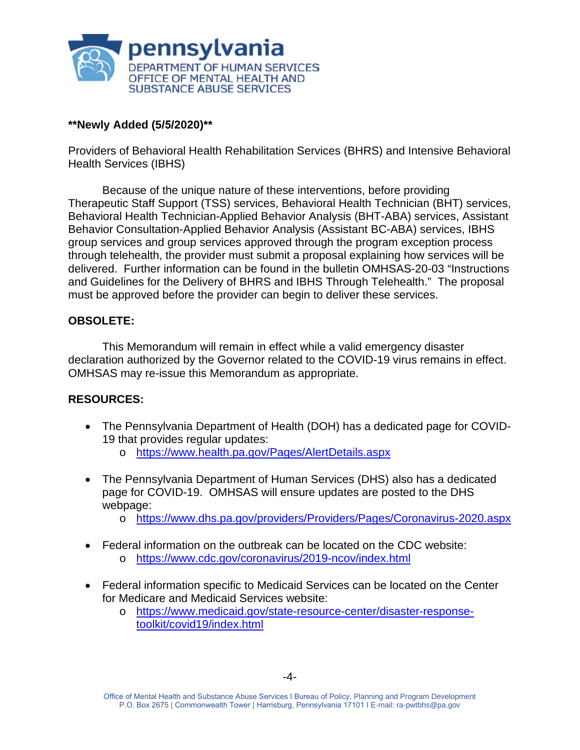**Newly Added (5/5/2020)**

Providers of Behavioral Health Rehabilitation Services (BHRS) and Intensive Behavioral Health Services (IBHS)

Because of the unique nature of these interventions, before providing Therapeutic Staff Support (TSS) services, Behavioral Health Technician (BHT) services, Behavioral Health Technician-Applied Behavior Analysis (BHT-ABA) services, Assistant Behavior Consultation-Applied Behavior Analysis (Assistant BC-ABA) services, IBHS group services and group services approved through the program exception process through telehealth, the provider must submit a proposal explaining how services will be delivered. Further information can be found in the bulletin OMHSAS-20-03 "Instructions and Guidelines for the Delivery of BHRS and IBHS Through Telehealth." The proposal must be approved before the provider can begin to deliver these services.

**OBSOLETE:**

This Memorandum will remain in effect while a valid emergency disaster declaration authorized by the Governor related to the COVID-19 virus remains in effect. OMHSAS may re-issue this Memorandum as appropriate.

**RESOURCES:**

- The Pennsylvania Department of Health (DOH) has a dedicated page for COVID-19 that provides regular updates:
  - https://www.health.pa.gov/Pages/AlertDetails.aspx
- The Pennsylvania Department of Human Services (DHS) also has a dedicated page for COVID-19. OMHSAS will ensure updates are posted to the DHS webpage:
  - https://www.dhs.pa.gov/providers/Providers/Pages/Coronavirus-2020.aspx
- Federal information on the outbreak can be located on the CDC website:
  - https://www.cdc.gov/coronavirus/2019-ncov/index.html
- Federal information specific to Medicaid Services can be located on the Center for Medicare and Medicaid Services website:
  - https://www.medicaid.gov/state-resource-center/disaster-response-toolkit/covid19/index.html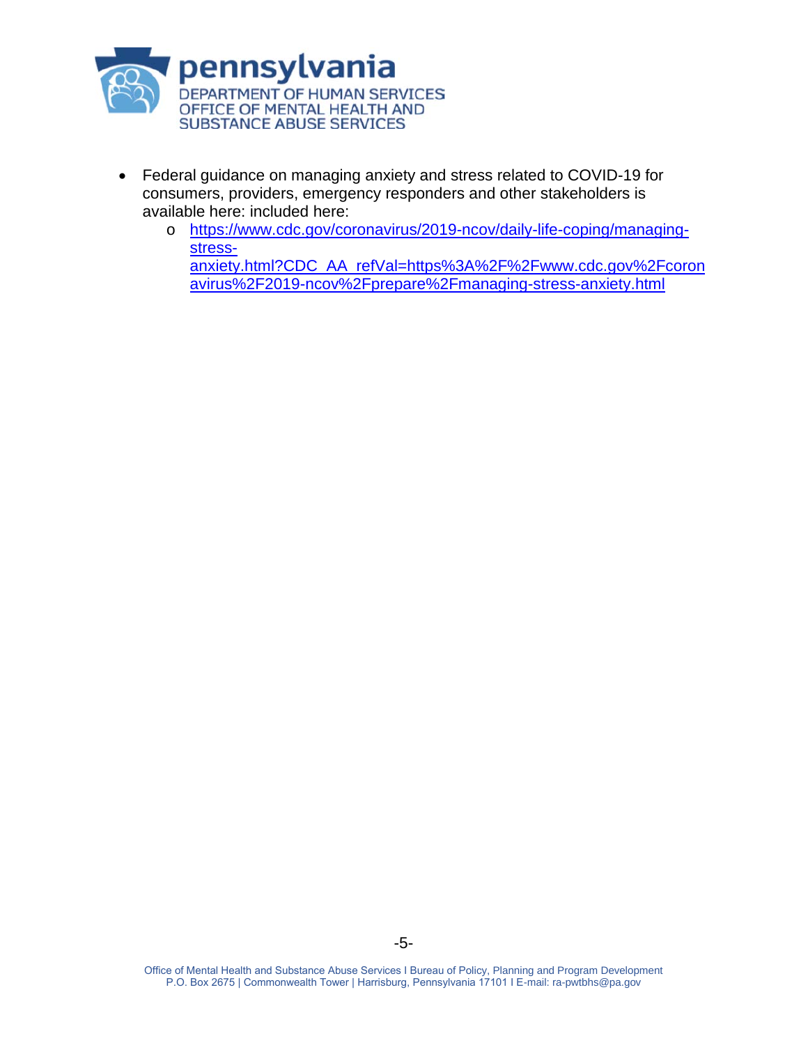- Federal guidance on managing anxiety and stress related to COVID-19 for consumers, providers, emergency responders and other stakeholders is available here: included here:
  - https://www.cdc.gov/coronavirus/2019-ncov/daily-life-coping/managing-stress-anxiety.html?CDC_AA_refVal=https%3A%2F%2Fwww.cdc.gov%2Fcoronavirus%2F2019-ncov%2Fprepare%2Fmanaging-stress-anxiety.html